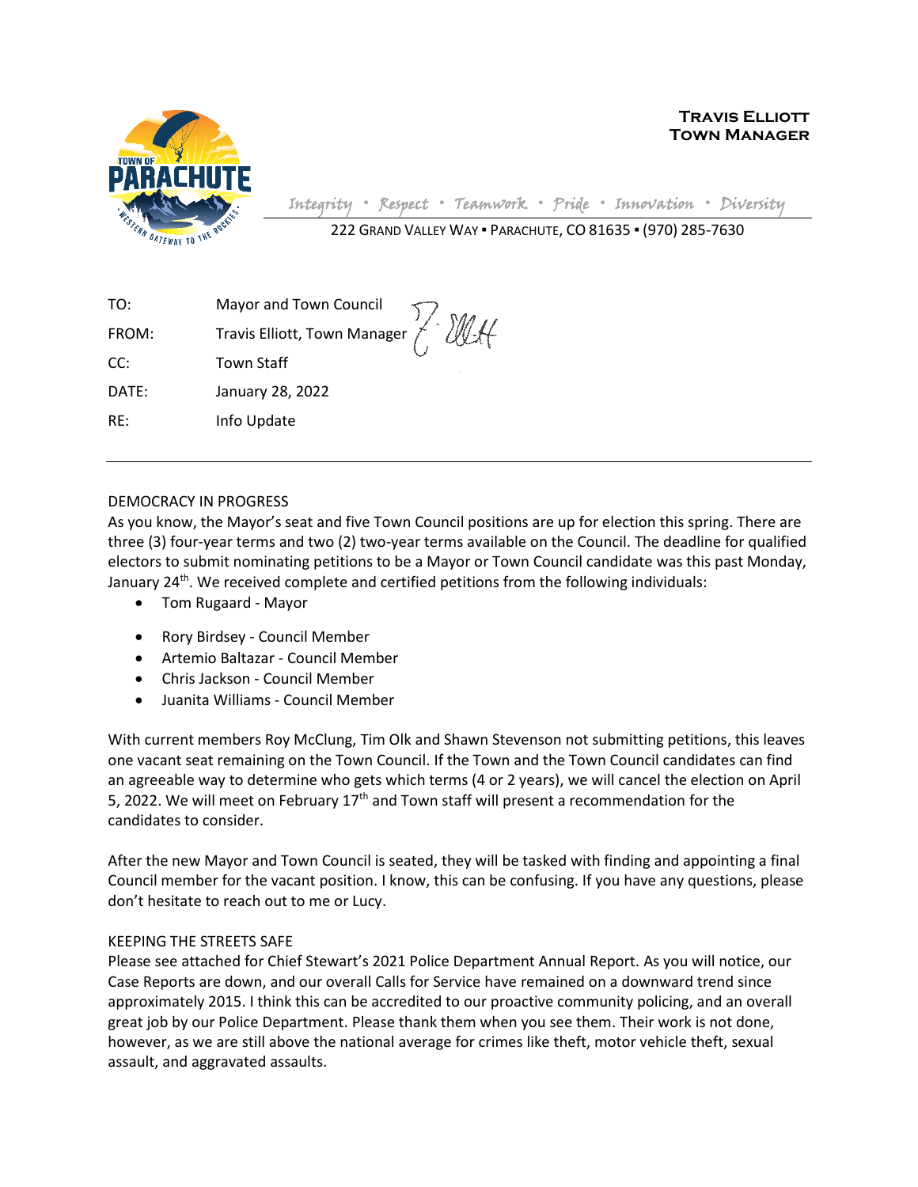**TRAVIS ELLIOTT**
**TOWN MANAGER**

*Integrity ▪ Respect ▪ Teamwork ▪ Pride ▪ Innovation ▪ Diversity*

222 GRAND VALLEY WAY ▪ PARACHUTE, CO 81635 ▪ (970) 285-7630

| | |
|---|---|
| TO: | Mayor and Town Council |
| FROM: | Travis Elliott, Town Manager |
| CC: | Town Staff |
| DATE: | January 28, 2022 |
| RE: | Info Update |

---

DEMOCRACY IN PROGRESS

As you know, the Mayor's seat and five Town Council positions are up for election this spring. There are three (3) four-year terms and two (2) two-year terms available on the Council. The deadline for qualified electors to submit nominating petitions to be a Mayor or Town Council candidate was this past Monday, January 24th. We received complete and certified petitions from the following individuals:

- Tom Rugaard - Mayor

- Rory Birdsey - Council Member
- Artemio Baltazar - Council Member
- Chris Jackson - Council Member
- Juanita Williams - Council Member

With current members Roy McClung, Tim Olk and Shawn Stevenson not submitting petitions, this leaves one vacant seat remaining on the Town Council. If the Town and the Town Council candidates can find an agreeable way to determine who gets which terms (4 or 2 years), we will cancel the election on April 5, 2022. We will meet on February 17th and Town staff will present a recommendation for the candidates to consider.

After the new Mayor and Town Council is seated, they will be tasked with finding and appointing a final Council member for the vacant position. I know, this can be confusing. If you have any questions, please don't hesitate to reach out to me or Lucy.

KEEPING THE STREETS SAFE

Please see attached for Chief Stewart's 2021 Police Department Annual Report. As you will notice, our Case Reports are down, and our overall Calls for Service have remained on a downward trend since approximately 2015. I think this can be accredited to our proactive community policing, and an overall great job by our Police Department. Please thank them when you see them. Their work is not done, however, as we are still above the national average for crimes like theft, motor vehicle theft, sexual assault, and aggravated assaults.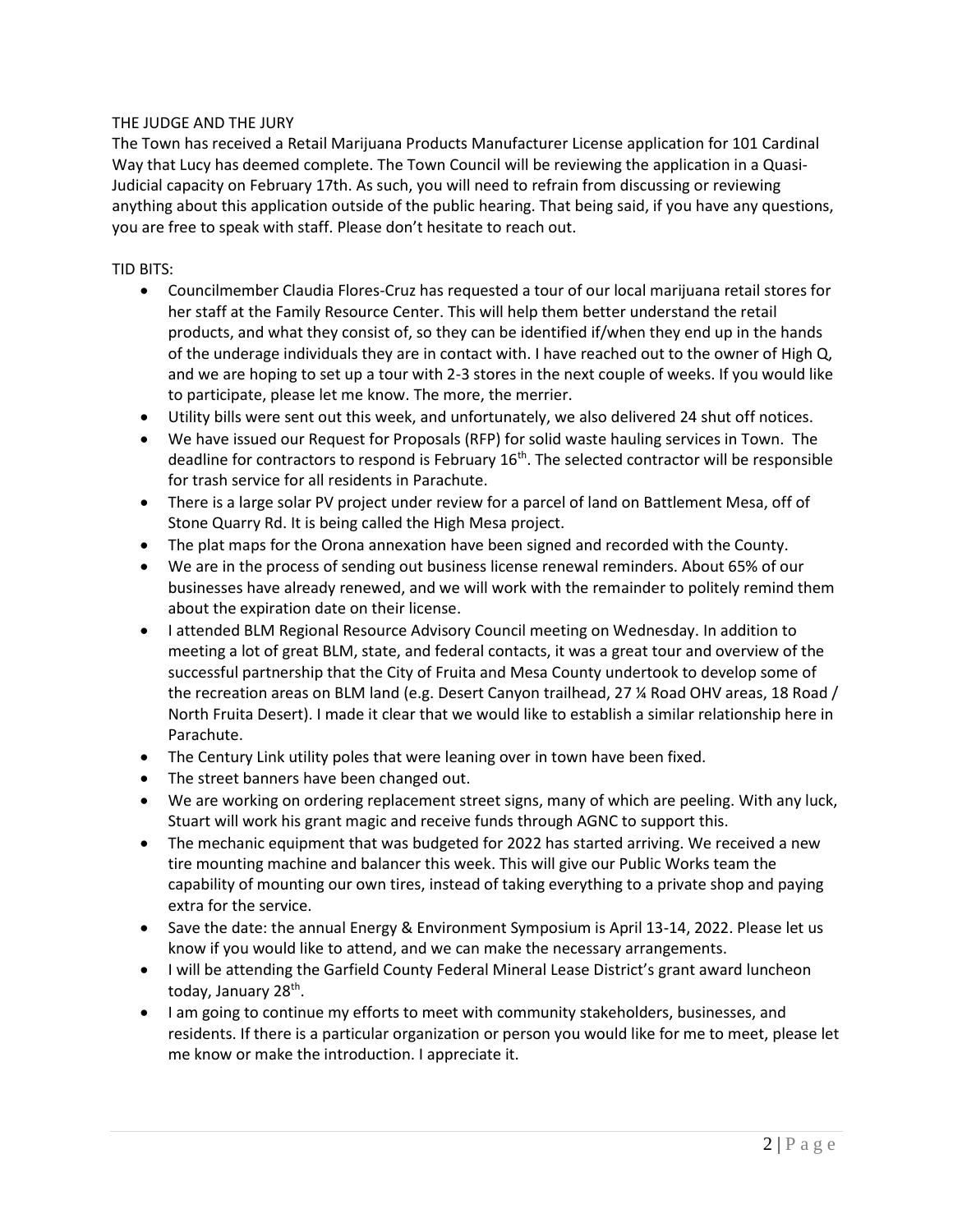THE JUDGE AND THE JURY

The Town has received a Retail Marijuana Products Manufacturer License application for 101 Cardinal Way that Lucy has deemed complete. The Town Council will be reviewing the application in a Quasi-Judicial capacity on February 17th. As such, you will need to refrain from discussing or reviewing anything about this application outside of the public hearing. That being said, if you have any questions, you are free to speak with staff. Please don't hesitate to reach out.

TID BITS:

- Councilmember Claudia Flores-Cruz has requested a tour of our local marijuana retail stores for her staff at the Family Resource Center. This will help them better understand the retail products, and what they consist of, so they can be identified if/when they end up in the hands of the underage individuals they are in contact with. I have reached out to the owner of High Q, and we are hoping to set up a tour with 2-3 stores in the next couple of weeks. If you would like to participate, please let me know. The more, the merrier.
- Utility bills were sent out this week, and unfortunately, we also delivered 24 shut off notices.
- We have issued our Request for Proposals (RFP) for solid waste hauling services in Town. The deadline for contractors to respond is February 16th. The selected contractor will be responsible for trash service for all residents in Parachute.
- There is a large solar PV project under review for a parcel of land on Battlement Mesa, off of Stone Quarry Rd. It is being called the High Mesa project.
- The plat maps for the Orona annexation have been signed and recorded with the County.
- We are in the process of sending out business license renewal reminders. About 65% of our businesses have already renewed, and we will work with the remainder to politely remind them about the expiration date on their license.
- I attended BLM Regional Resource Advisory Council meeting on Wednesday. In addition to meeting a lot of great BLM, state, and federal contacts, it was a great tour and overview of the successful partnership that the City of Fruita and Mesa County undertook to develop some of the recreation areas on BLM land (e.g. Desert Canyon trailhead, 27 ¼ Road OHV areas, 18 Road / North Fruita Desert). I made it clear that we would like to establish a similar relationship here in Parachute.
- The Century Link utility poles that were leaning over in town have been fixed.
- The street banners have been changed out.
- We are working on ordering replacement street signs, many of which are peeling. With any luck, Stuart will work his grant magic and receive funds through AGNC to support this.
- The mechanic equipment that was budgeted for 2022 has started arriving. We received a new tire mounting machine and balancer this week. This will give our Public Works team the capability of mounting our own tires, instead of taking everything to a private shop and paying extra for the service.
- Save the date: the annual Energy & Environment Symposium is April 13-14, 2022. Please let us know if you would like to attend, and we can make the necessary arrangements.
- I will be attending the Garfield County Federal Mineral Lease District's grant award luncheon today, January 28th.
- I am going to continue my efforts to meet with community stakeholders, businesses, and residents. If there is a particular organization or person you would like for me to meet, please let me know or make the introduction. I appreciate it.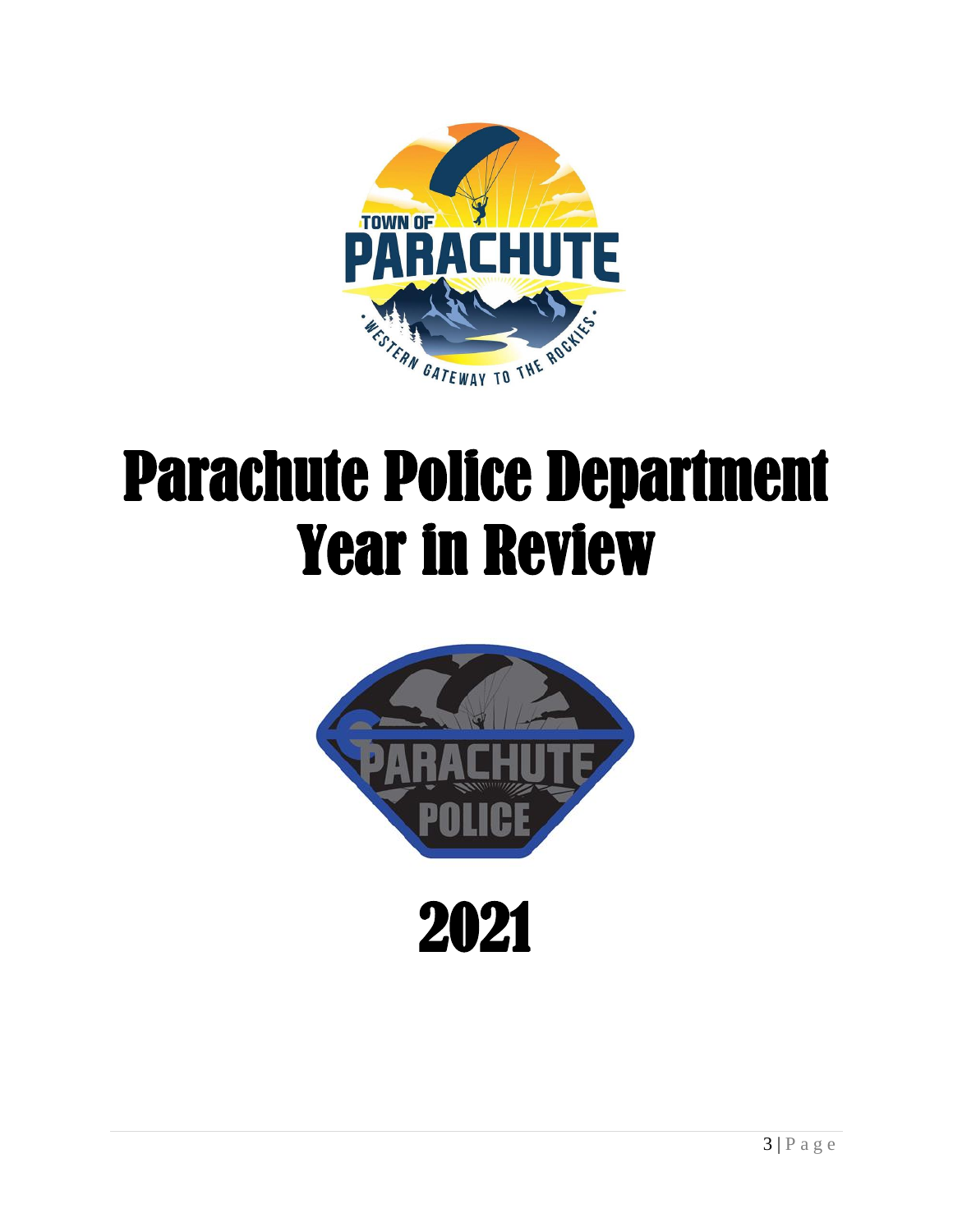# Parachute Police Department Year in Review

# 2021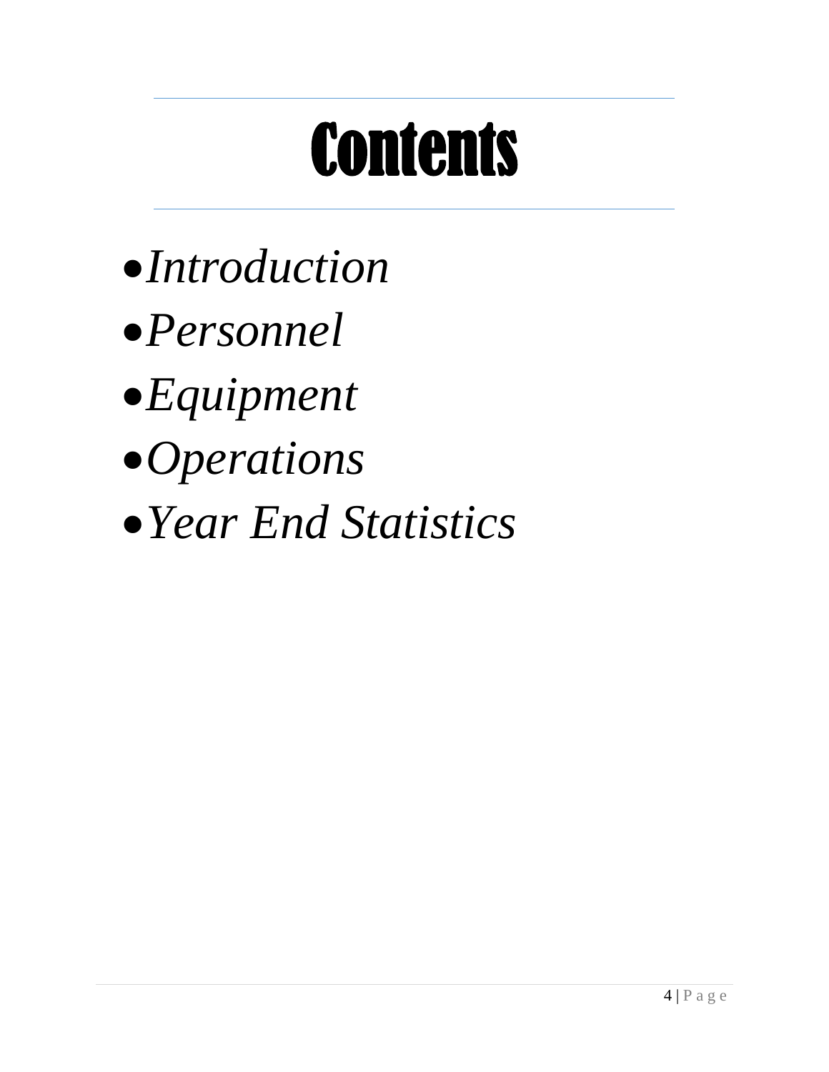# Contents

- *Introduction*
- *Personnel*
- *Equipment*
- *Operations*
- *Year End Statistics*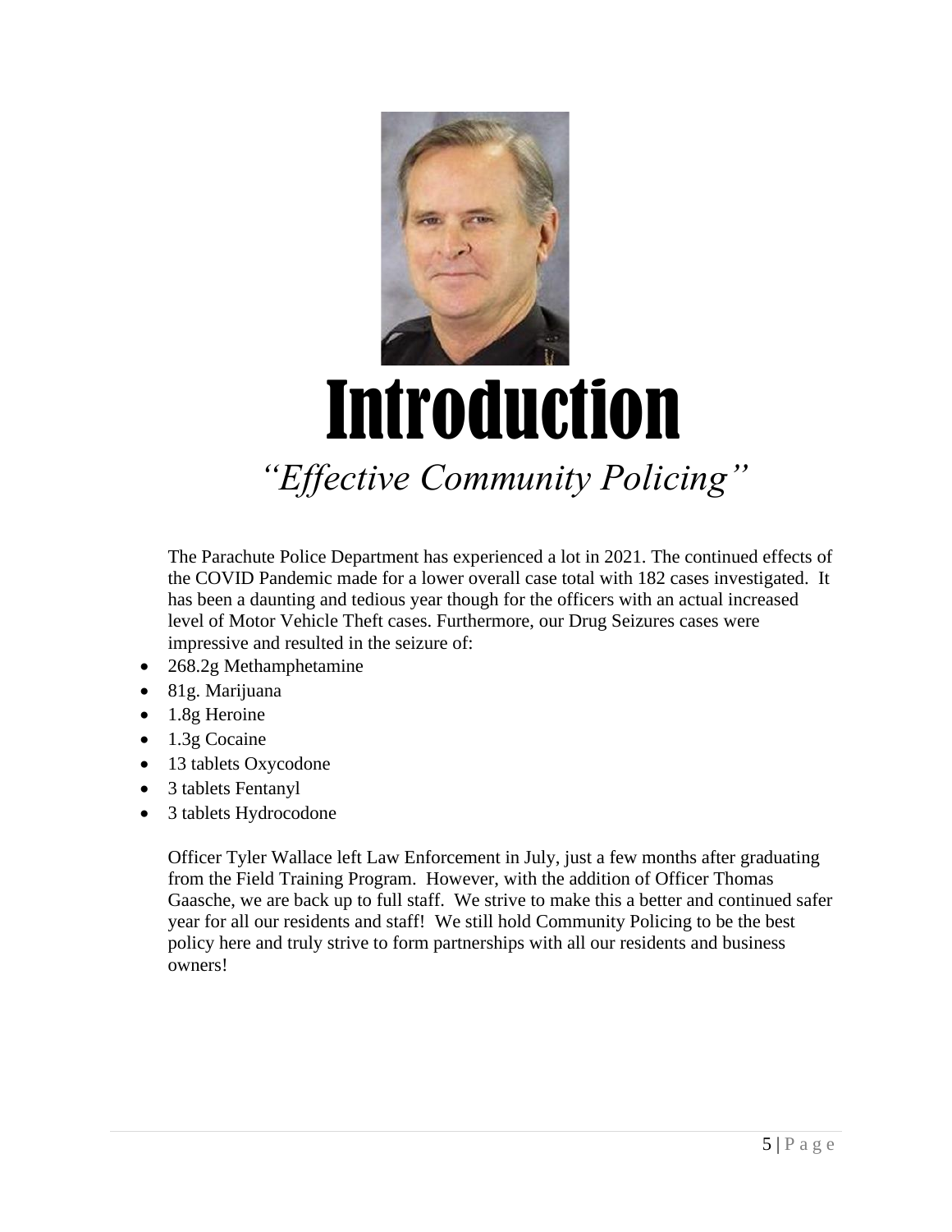# Introduction

*"Effective Community Policing"*

The Parachute Police Department has experienced a lot in 2021. The continued effects of the COVID Pandemic made for a lower overall case total with 182 cases investigated. It has been a daunting and tedious year though for the officers with an actual increased level of Motor Vehicle Theft cases. Furthermore, our Drug Seizures cases were impressive and resulted in the seizure of:

- 268.2g Methamphetamine
- 81g. Marijuana
- 1.8g Heroine
- 1.3g Cocaine
- 13 tablets Oxycodone
- 3 tablets Fentanyl
- 3 tablets Hydrocodone

Officer Tyler Wallace left Law Enforcement in July, just a few months after graduating from the Field Training Program. However, with the addition of Officer Thomas Gaasche, we are back up to full staff. We strive to make this a better and continued safer year for all our residents and staff! We still hold Community Policing to be the best policy here and truly strive to form partnerships with all our residents and business owners!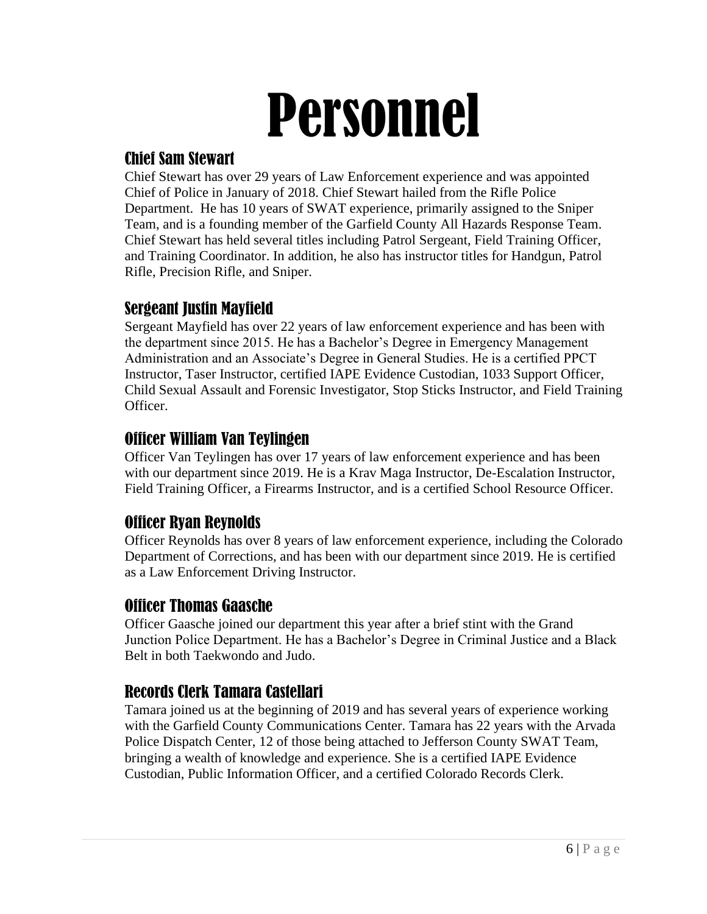# Personnel

## Chief Sam Stewart

Chief Stewart has over 29 years of Law Enforcement experience and was appointed Chief of Police in January of 2018. Chief Stewart hailed from the Rifle Police Department. He has 10 years of SWAT experience, primarily assigned to the Sniper Team, and is a founding member of the Garfield County All Hazards Response Team. Chief Stewart has held several titles including Patrol Sergeant, Field Training Officer, and Training Coordinator. In addition, he also has instructor titles for Handgun, Patrol Rifle, Precision Rifle, and Sniper.

## Sergeant Justin Mayfield

Sergeant Mayfield has over 22 years of law enforcement experience and has been with the department since 2015. He has a Bachelor's Degree in Emergency Management Administration and an Associate's Degree in General Studies. He is a certified PPCT Instructor, Taser Instructor, certified IAPE Evidence Custodian, 1033 Support Officer, Child Sexual Assault and Forensic Investigator, Stop Sticks Instructor, and Field Training Officer.

## Officer William Van Teylingen

Officer Van Teylingen has over 17 years of law enforcement experience and has been with our department since 2019. He is a Krav Maga Instructor, De-Escalation Instructor, Field Training Officer, a Firearms Instructor, and is a certified School Resource Officer.

## Officer Ryan Reynolds

Officer Reynolds has over 8 years of law enforcement experience, including the Colorado Department of Corrections, and has been with our department since 2019. He is certified as a Law Enforcement Driving Instructor.

## Officer Thomas Gaasche

Officer Gaasche joined our department this year after a brief stint with the Grand Junction Police Department. He has a Bachelor's Degree in Criminal Justice and a Black Belt in both Taekwondo and Judo.

## Records Clerk Tamara Castellari

Tamara joined us at the beginning of 2019 and has several years of experience working with the Garfield County Communications Center. Tamara has 22 years with the Arvada Police Dispatch Center, 12 of those being attached to Jefferson County SWAT Team, bringing a wealth of knowledge and experience. She is a certified IAPE Evidence Custodian, Public Information Officer, and a certified Colorado Records Clerk.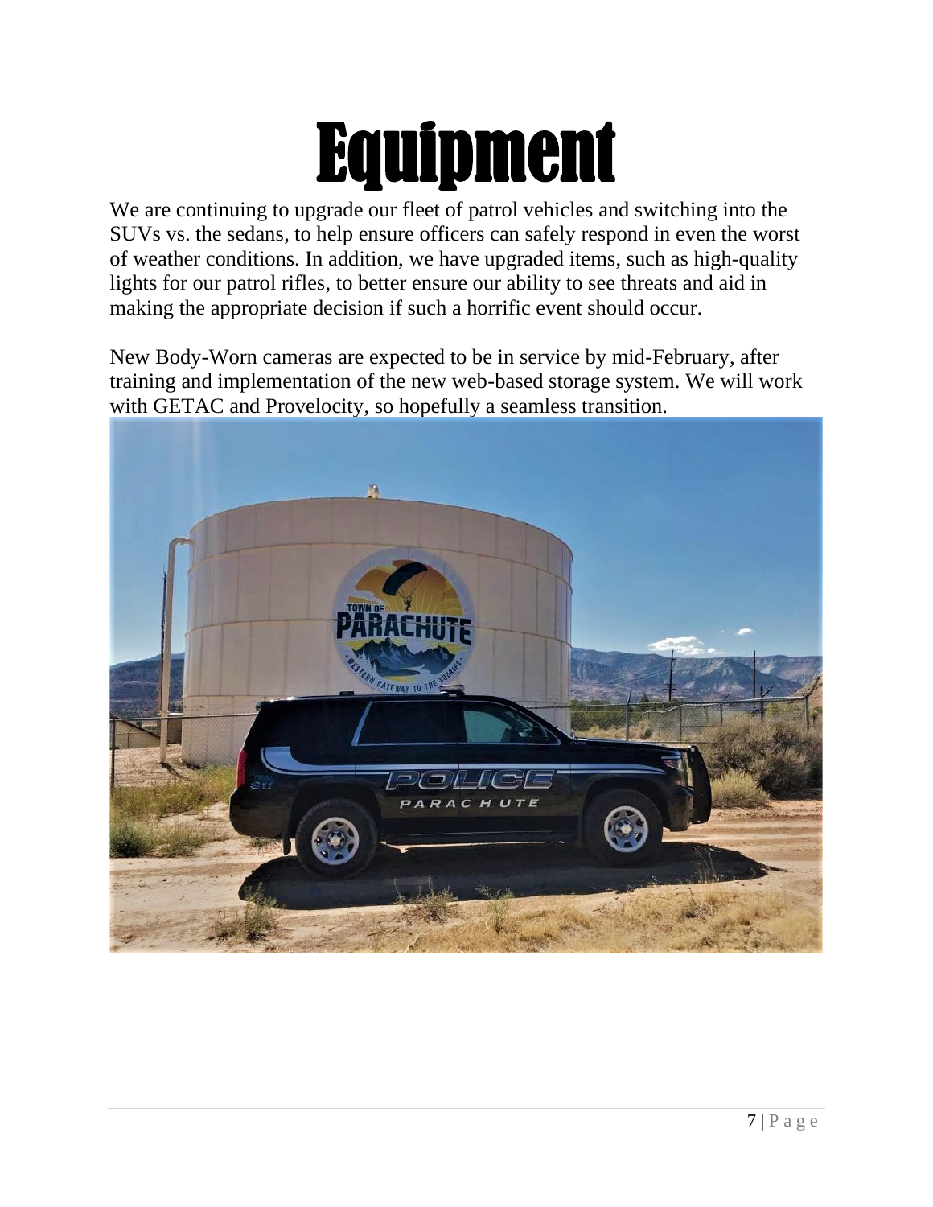# Equipment

We are continuing to upgrade our fleet of patrol vehicles and switching into the SUVs vs. the sedans, to help ensure officers can safely respond in even the worst of weather conditions. In addition, we have upgraded items, such as high-quality lights for our patrol rifles, to better ensure our ability to see threats and aid in making the appropriate decision if such a horrific event should occur.

New Body-Worn cameras are expected to be in service by mid-February, after training and implementation of the new web-based storage system. We will work with GETAC and Provelocity, so hopefully a seamless transition.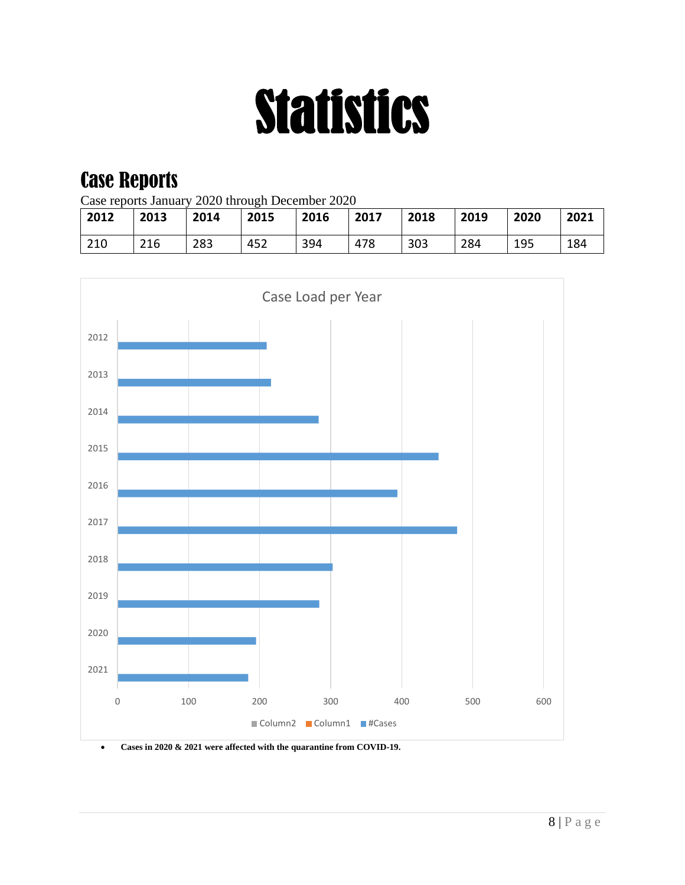# Statistics

## Case Reports

Case reports January 2020 through December 2020

| 2012 | 2013 | 2014 | 2015 | 2016 | 2017 | 2018 | 2019 | 2020 | 2021 |
|---|---|---|---|---|---|---|---|---|---|
| 210 | 216 | 283 | 452 | 394 | 478 | 303 | 284 | 195 | 184 |

- **Cases in 2020 & 2021 were affected with the quarantine from COVID-19.**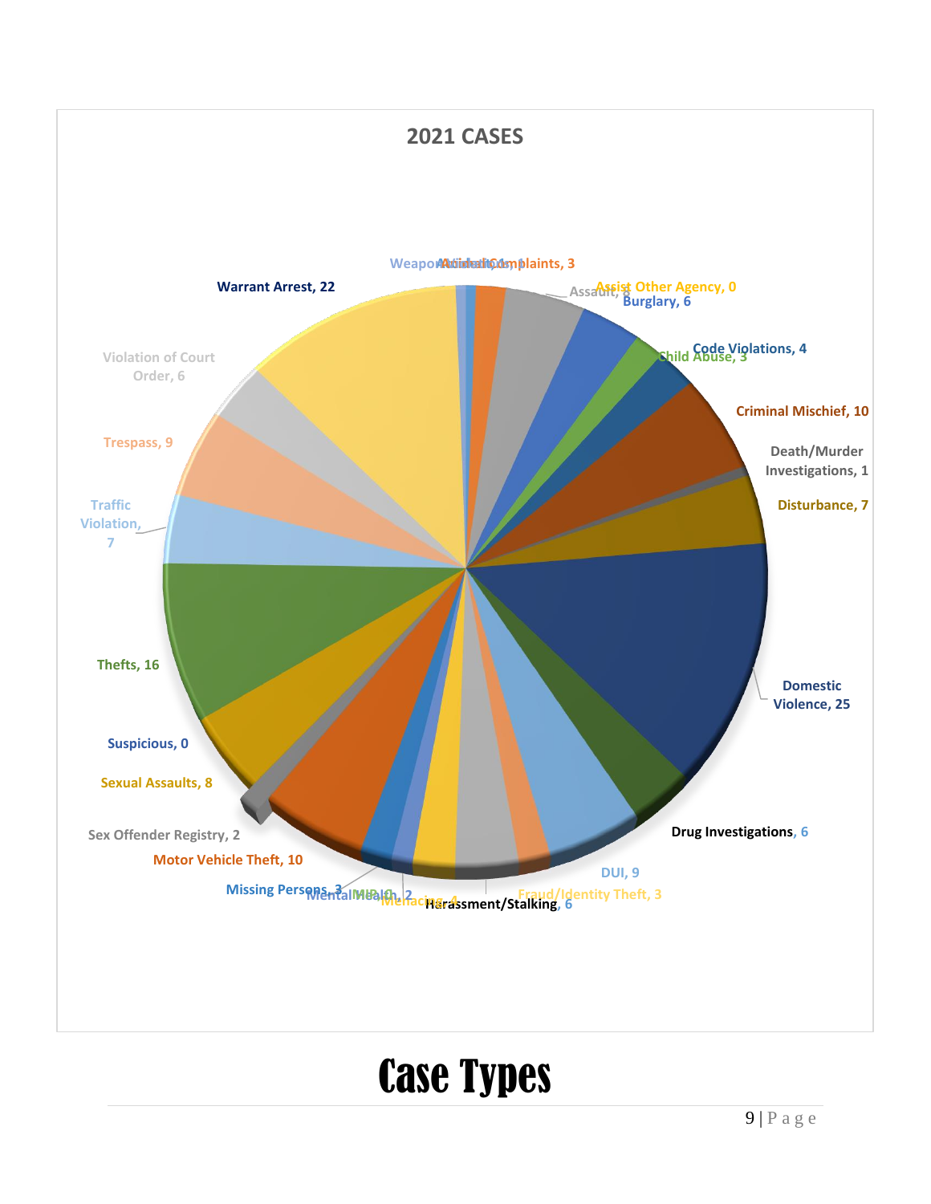## 2021 CASES

| Case Type | Count |
|---|---|
| Weapons | 1 |
| Accidents | 1 |
| Animal Complaints | 3 |
| Assault | 8 |
| Assist Other Agency | 0 |
| Burglary | 6 |
| Child Abuse | 3 |
| Code Violations | 4 |
| Criminal Mischief | 10 |
| Death/Murder Investigations | 1 |
| Disturbance | 7 |
| Domestic Violence | 25 |
| Drug Investigations | 6 |
| DUI | 9 |
| Fraud/Identity Theft | 3 |
| Harassment/Stalking | 6 |
| Menacing | 4 |
| MIP | 0 |
| Mental Health | 2 |
| Missing Persons | 3 |
| Motor Vehicle Theft | 10 |
| Sex Offender Registry | 2 |
| Sexual Assaults | 8 |
| Suspicious | 0 |
| Thefts | 16 |
| Traffic Violation | 7 |
| Trespass | 9 |
| Violation of Court Order | 6 |
| Warrant Arrest | 22 |

# Case Types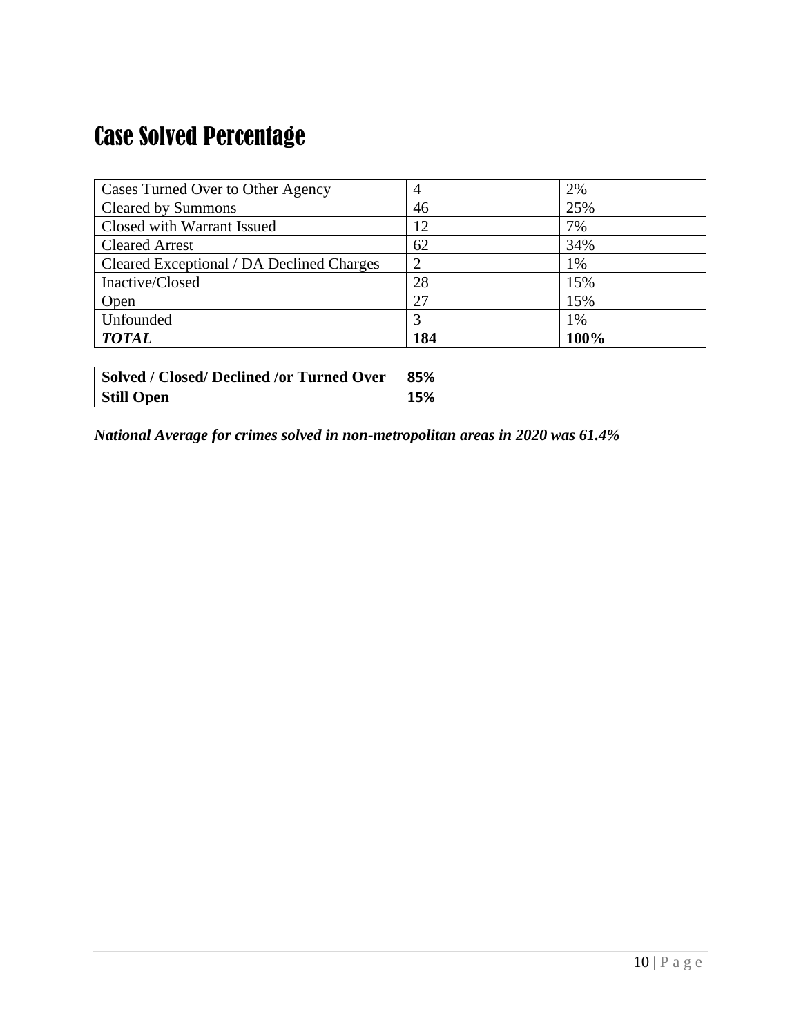# Case Solved Percentage

| | | |
|---|---|---|
| Cases Turned Over to Other Agency | 4 | 2% |
| Cleared by Summons | 46 | 25% |
| Closed with Warrant Issued | 12 | 7% |
| Cleared Arrest | 62 | 34% |
| Cleared Exceptional / DA Declined Charges | 2 | 1% |
| Inactive/Closed | 28 | 15% |
| Open | 27 | 15% |
| Unfounded | 3 | 1% |
| ***TOTAL*** | **184** | **100%** |

| | |
|---|---|
| **Solved / Closed/ Declined /or Turned Over** | **85%** |
| **Still Open** | **15%** |

***National Average for crimes solved in non-metropolitan areas in 2020 was 61.4%***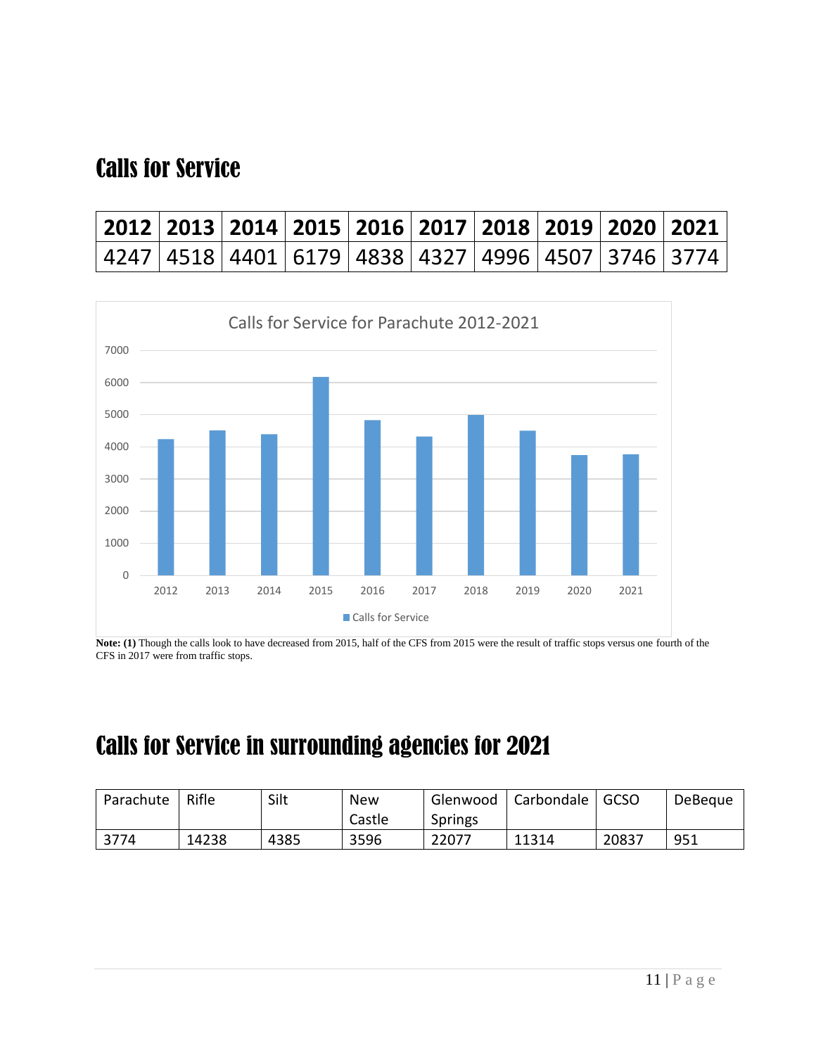# Calls for Service

| 2012 | 2013 | 2014 | 2015 | 2016 | 2017 | 2018 | 2019 | 2020 | 2021 |
|---|---|---|---|---|---|---|---|---|---|
| 4247 | 4518 | 4401 | 6179 | 4838 | 4327 | 4996 | 4507 | 3746 | 3774 |

Calls for Service for Parachute 2012-2021

| Year | Calls for Service |
|---|---|
| 2012 | 4247 |
| 2013 | 4518 |
| 2014 | 4401 |
| 2015 | 6179 |
| 2016 | 4838 |
| 2017 | 4327 |
| 2018 | 4996 |
| 2019 | 4507 |
| 2020 | 3746 |
| 2021 | 3774 |

**Note: (1)** Though the calls look to have decreased from 2015, half of the CFS from 2015 were the result of traffic stops versus one fourth of the CFS in 2017 were from traffic stops.

# Calls for Service in surrounding agencies for 2021

| Parachute | Rifle | Silt | New Castle | Glenwood Springs | Carbondale | GCSO | DeBeque |
|---|---|---|---|---|---|---|---|
| 3774 | 14238 | 4385 | 3596 | 22077 | 11314 | 20837 | 951 |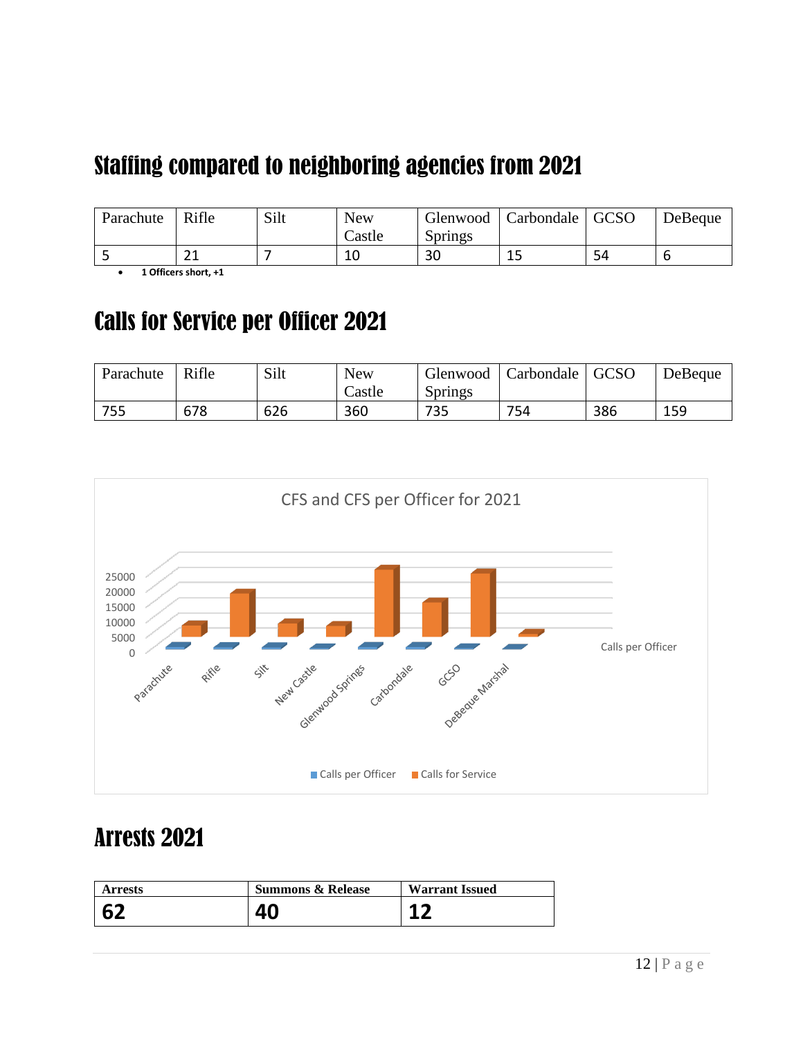# Staffing compared to neighboring agencies from 2021

| Parachute | Rifle | Silt | New Castle | Glenwood Springs | Carbondale | GCSO | DeBeque |
|---|---|---|---|---|---|---|---|
| 5 | 21 | 7 | 10 | 30 | 15 | 54 | 6 |

- **1 Officers short, +1**

# Calls for Service per Officer 2021

| Parachute | Rifle | Silt | New Castle | Glenwood Springs | Carbondale | GCSO | DeBeque |
|---|---|---|---|---|---|---|---|
| 755 | 678 | 626 | 360 | 735 | 754 | 386 | 159 |

CFS and CFS per Officer for 2021

# Arrests 2021

| Arrests | Summons & Release | Warrant Issued |
|---|---|---|
| 62 | 40 | 12 |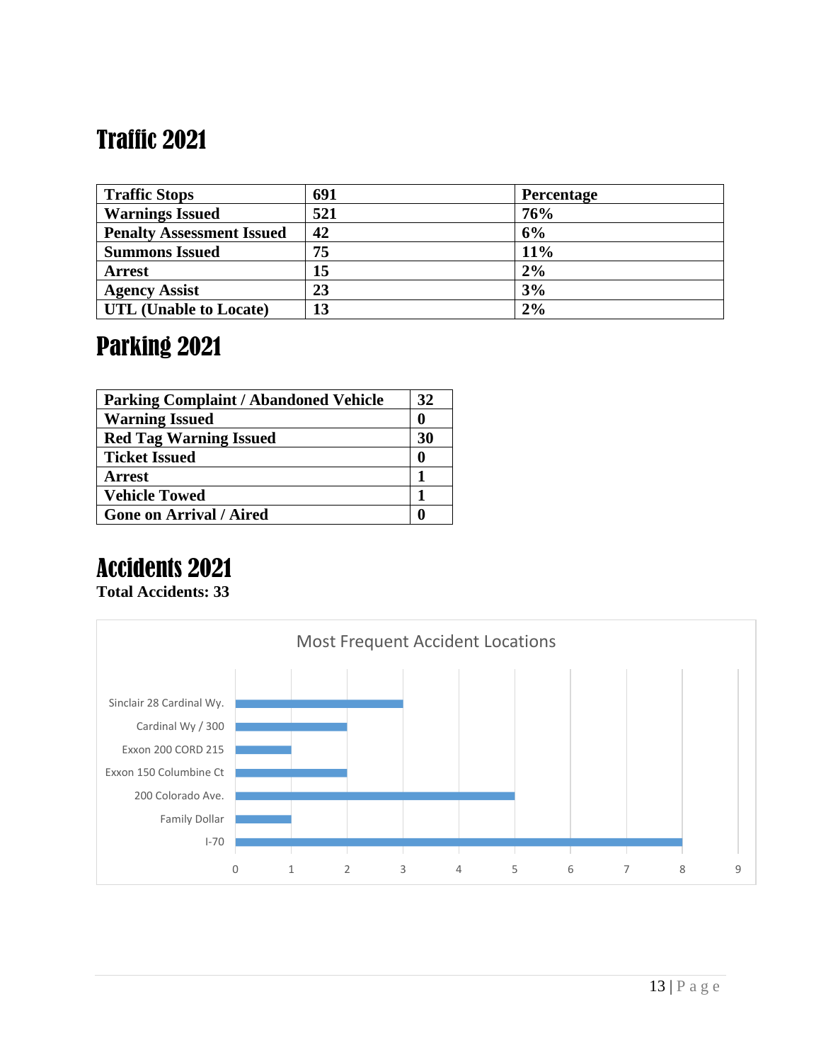# Traffic 2021

| Traffic Stops | 691 | Percentage |
|---|---|---|
| Warnings Issued | 521 | 76% |
| Penalty Assessment Issued | 42 | 6% |
| Summons Issued | 75 | 11% |
| Arrest | 15 | 2% |
| Agency Assist | 23 | 3% |
| UTL (Unable to Locate) | 13 | 2% |

# Parking 2021

| Parking Complaint / Abandoned Vehicle | 32 |
|---|---|
| Warning Issued | 0 |
| Red Tag Warning Issued | 30 |
| Ticket Issued | 0 |
| Arrest | 1 |
| Vehicle Towed | 1 |
| Gone on Arrival / Aired | 0 |

# Accidents 2021

**Total Accidents: 33**

Most Frequent Accident Locations

| Location | Accidents |
|---|---|
| Sinclair 28 Cardinal Wy. | 3 |
| Cardinal Wy / 300 | 2 |
| Exxon 200 CORD 215 | 1 |
| Exxon 150 Columbine Ct | 2 |
| 200 Colorado Ave. | 5 |
| Family Dollar | 1 |
| I-70 | 8 |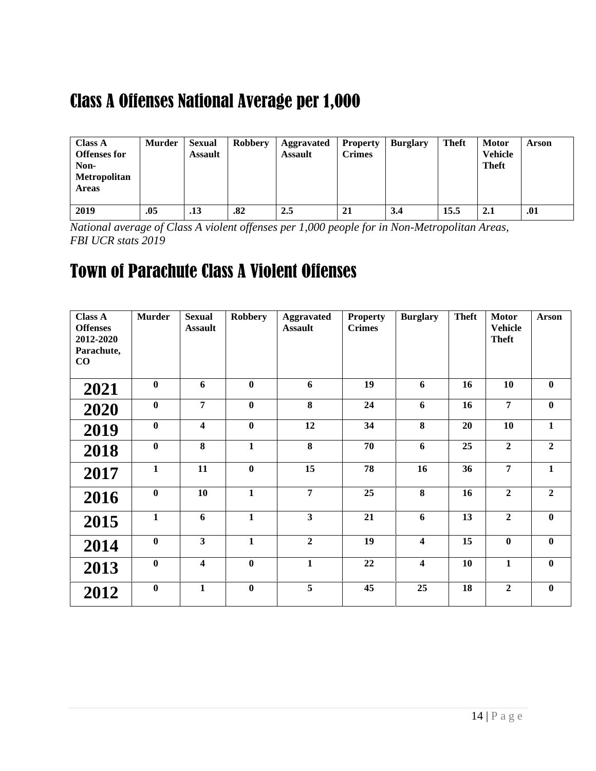## Class A Offenses National Average per 1,000

| **Class A Offenses for Non-Metropolitan Areas** | **Murder** | **Sexual Assault** | **Robbery** | **Aggravated Assault** | **Property Crimes** | **Burglary** | **Theft** | **Motor Vehicle Theft** | **Arson** |
|---|---|---|---|---|---|---|---|---|---|
| **2019** | **.05** | **.13** | **.82** | **2.5** | **21** | **3.4** | **15.5** | **2.1** | **.01** |

*National average of Class A violent offenses per 1,000 people for in Non-Metropolitan Areas, FBI UCR stats 2019*

## Town of Parachute Class A Violent Offenses

| **Class A Offenses 2012-2020 Parachute, CO** | **Murder** | **Sexual Assault** | **Robbery** | **Aggravated Assault** | **Property Crimes** | **Burglary** | **Theft** | **Motor Vehicle Theft** | **Arson** |
|---|---|---|---|---|---|---|---|---|---|
| **2021** | **0** | **6** | **0** | **6** | **19** | **6** | **16** | **10** | **0** |
| **2020** | **0** | **7** | **0** | **8** | **24** | **6** | **16** | **7** | **0** |
| **2019** | **0** | **4** | **0** | **12** | **34** | **8** | **20** | **10** | **1** |
| **2018** | **0** | **8** | **1** | **8** | **70** | **6** | **25** | **2** | **2** |
| **2017** | **1** | **11** | **0** | **15** | **78** | **16** | **36** | **7** | **1** |
| **2016** | **0** | **10** | **1** | **7** | **25** | **8** | **16** | **2** | **2** |
| **2015** | **1** | **6** | **1** | **3** | **21** | **6** | **13** | **2** | **0** |
| **2014** | **0** | **3** | **1** | **2** | **19** | **4** | **15** | **0** | **0** |
| **2013** | **0** | **4** | **0** | **1** | **22** | **4** | **10** | **1** | **0** |
| **2012** | **0** | **1** | **0** | **5** | **45** | **25** | **18** | **2** | **0** |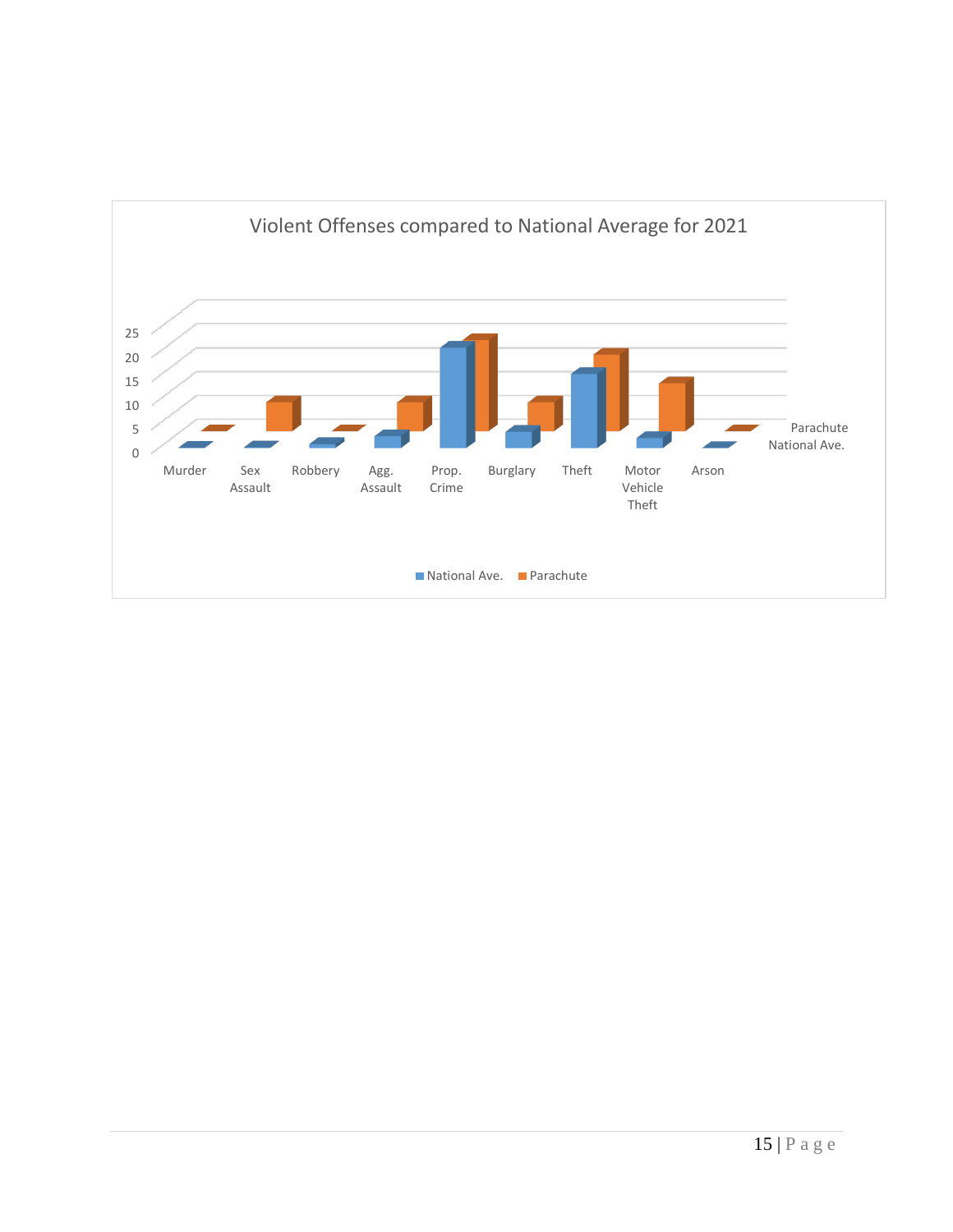Violent Offenses compared to National Average for 2021

25
20
15
10
5
0

Murder
Sex Assault
Robbery
Agg. Assault
Prop. Crime
Burglary
Theft
Motor Vehicle Theft
Arson

Parachute
National Ave.

National Ave. Parachute